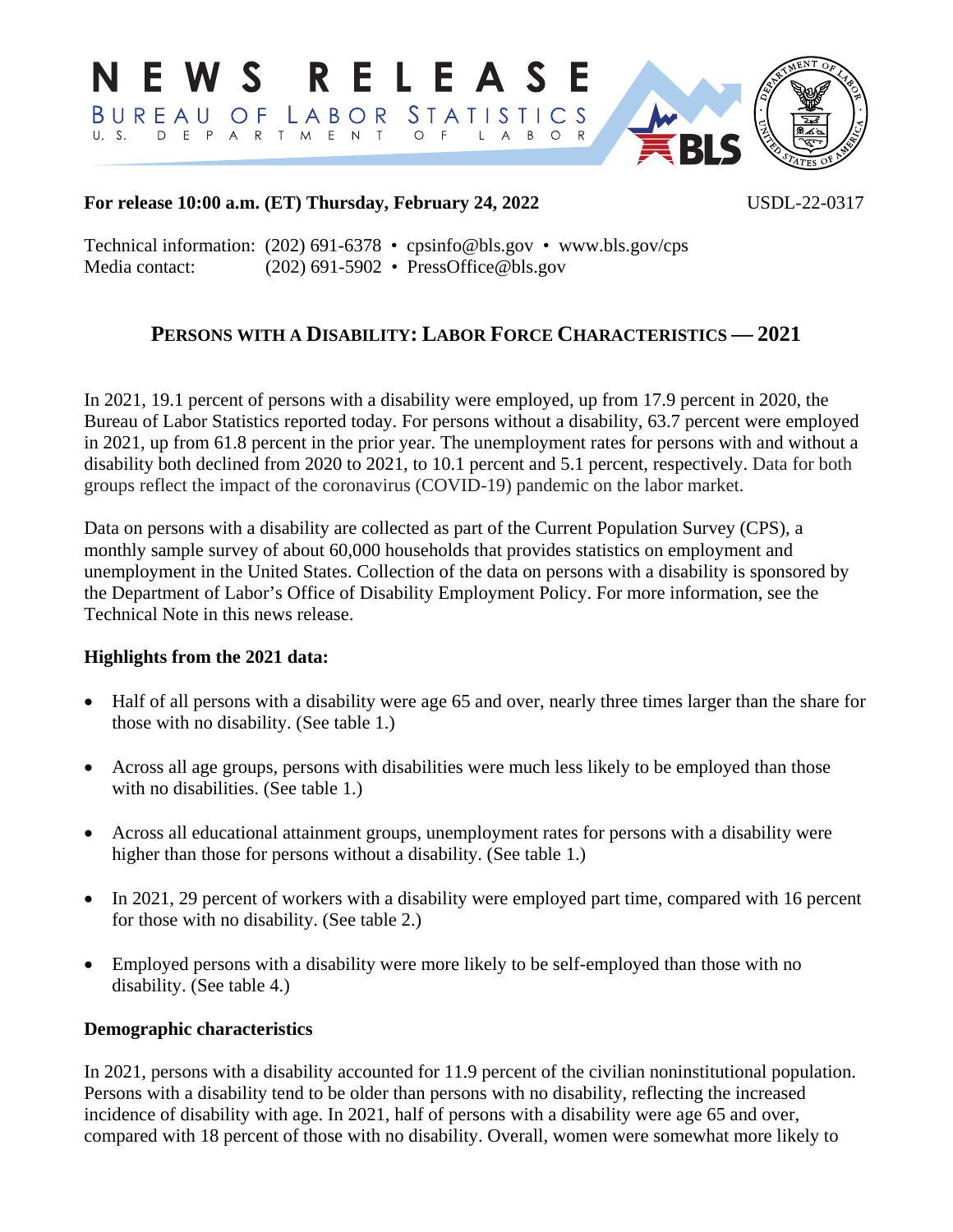# NEWS RELEASE

BUREAU OF LABOR STATISTICS

U. S. DEPARTMENT OF LABOR

**For release 10:00 a.m. (ET) Thursday, February 24, 2022** USDL-22-0317

Technical information: (202) 691-6378 • cpsinfo@bls.gov • www.bls.gov/cps
Media contact: (202) 691-5902 • PressOffice@bls.gov

## PERSONS WITH A DISABILITY: LABOR FORCE CHARACTERISTICS — 2021

In 2021, 19.1 percent of persons with a disability were employed, up from 17.9 percent in 2020, the Bureau of Labor Statistics reported today. For persons without a disability, 63.7 percent were employed in 2021, up from 61.8 percent in the prior year. The unemployment rates for persons with and without a disability both declined from 2020 to 2021, to 10.1 percent and 5.1 percent, respectively. Data for both groups reflect the impact of the coronavirus (COVID-19) pandemic on the labor market.

Data on persons with a disability are collected as part of the Current Population Survey (CPS), a monthly sample survey of about 60,000 households that provides statistics on employment and unemployment in the United States. Collection of the data on persons with a disability is sponsored by the Department of Labor's Office of Disability Employment Policy. For more information, see the Technical Note in this news release.

**Highlights from the 2021 data:**

- Half of all persons with a disability were age 65 and over, nearly three times larger than the share for those with no disability. (See table 1.)
- Across all age groups, persons with disabilities were much less likely to be employed than those with no disabilities. (See table 1.)
- Across all educational attainment groups, unemployment rates for persons with a disability were higher than those for persons without a disability. (See table 1.)
- In 2021, 29 percent of workers with a disability were employed part time, compared with 16 percent for those with no disability. (See table 2.)
- Employed persons with a disability were more likely to be self-employed than those with no disability. (See table 4.)

**Demographic characteristics**

In 2021, persons with a disability accounted for 11.9 percent of the civilian noninstitutional population. Persons with a disability tend to be older than persons with no disability, reflecting the increased incidence of disability with age. In 2021, half of persons with a disability were age 65 and over, compared with 18 percent of those with no disability. Overall, women were somewhat more likely to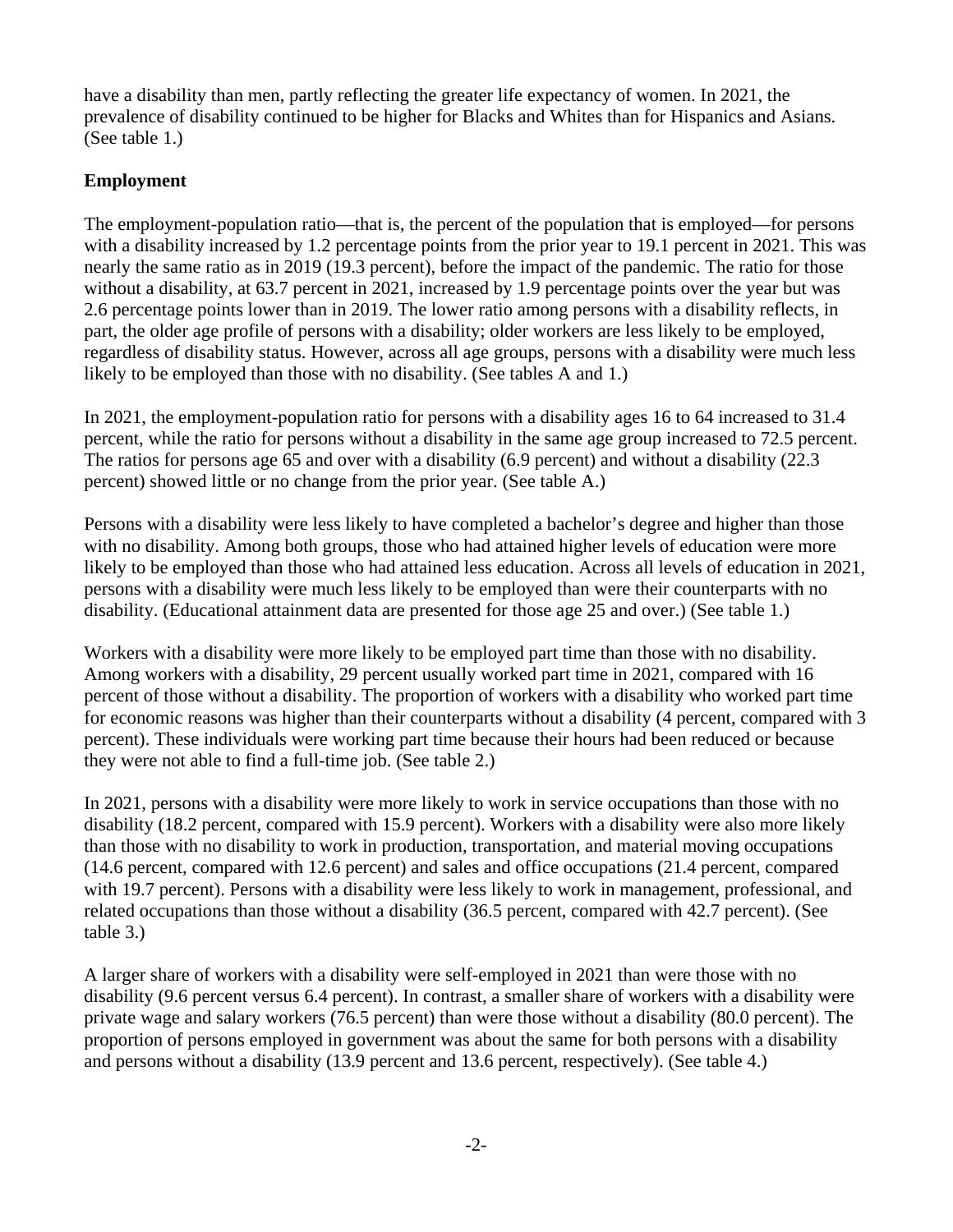have a disability than men, partly reflecting the greater life expectancy of women. In 2021, the prevalence of disability continued to be higher for Blacks and Whites than for Hispanics and Asians. (See table 1.)

## Employment

The employment-population ratio—that is, the percent of the population that is employed—for persons with a disability increased by 1.2 percentage points from the prior year to 19.1 percent in 2021. This was nearly the same ratio as in 2019 (19.3 percent), before the impact of the pandemic. The ratio for those without a disability, at 63.7 percent in 2021, increased by 1.9 percentage points over the year but was 2.6 percentage points lower than in 2019. The lower ratio among persons with a disability reflects, in part, the older age profile of persons with a disability; older workers are less likely to be employed, regardless of disability status. However, across all age groups, persons with a disability were much less likely to be employed than those with no disability. (See tables A and 1.)

In 2021, the employment-population ratio for persons with a disability ages 16 to 64 increased to 31.4 percent, while the ratio for persons without a disability in the same age group increased to 72.5 percent. The ratios for persons age 65 and over with a disability (6.9 percent) and without a disability (22.3 percent) showed little or no change from the prior year. (See table A.)

Persons with a disability were less likely to have completed a bachelor's degree and higher than those with no disability. Among both groups, those who had attained higher levels of education were more likely to be employed than those who had attained less education. Across all levels of education in 2021, persons with a disability were much less likely to be employed than were their counterparts with no disability. (Educational attainment data are presented for those age 25 and over.) (See table 1.)

Workers with a disability were more likely to be employed part time than those with no disability. Among workers with a disability, 29 percent usually worked part time in 2021, compared with 16 percent of those without a disability. The proportion of workers with a disability who worked part time for economic reasons was higher than their counterparts without a disability (4 percent, compared with 3 percent). These individuals were working part time because their hours had been reduced or because they were not able to find a full-time job. (See table 2.)

In 2021, persons with a disability were more likely to work in service occupations than those with no disability (18.2 percent, compared with 15.9 percent). Workers with a disability were also more likely than those with no disability to work in production, transportation, and material moving occupations (14.6 percent, compared with 12.6 percent) and sales and office occupations (21.4 percent, compared with 19.7 percent). Persons with a disability were less likely to work in management, professional, and related occupations than those without a disability (36.5 percent, compared with 42.7 percent). (See table 3.)

A larger share of workers with a disability were self-employed in 2021 than were those with no disability (9.6 percent versus 6.4 percent). In contrast, a smaller share of workers with a disability were private wage and salary workers (76.5 percent) than were those without a disability (80.0 percent). The proportion of persons employed in government was about the same for both persons with a disability and persons without a disability (13.9 percent and 13.6 percent, respectively). (See table 4.)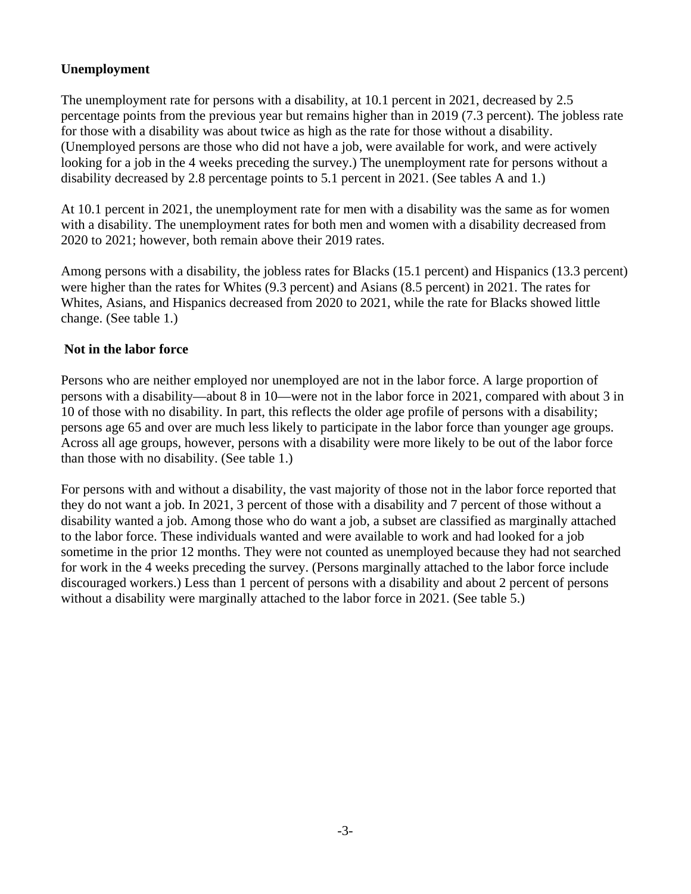**Unemployment**

The unemployment rate for persons with a disability, at 10.1 percent in 2021, decreased by 2.5 percentage points from the previous year but remains higher than in 2019 (7.3 percent). The jobless rate for those with a disability was about twice as high as the rate for those without a disability. (Unemployed persons are those who did not have a job, were available for work, and were actively looking for a job in the 4 weeks preceding the survey.) The unemployment rate for persons without a disability decreased by 2.8 percentage points to 5.1 percent in 2021. (See tables A and 1.)

At 10.1 percent in 2021, the unemployment rate for men with a disability was the same as for women with a disability. The unemployment rates for both men and women with a disability decreased from 2020 to 2021; however, both remain above their 2019 rates.

Among persons with a disability, the jobless rates for Blacks (15.1 percent) and Hispanics (13.3 percent) were higher than the rates for Whites (9.3 percent) and Asians (8.5 percent) in 2021. The rates for Whites, Asians, and Hispanics decreased from 2020 to 2021, while the rate for Blacks showed little change. (See table 1.)

**Not in the labor force**

Persons who are neither employed nor unemployed are not in the labor force. A large proportion of persons with a disability—about 8 in 10—were not in the labor force in 2021, compared with about 3 in 10 of those with no disability. In part, this reflects the older age profile of persons with a disability; persons age 65 and over are much less likely to participate in the labor force than younger age groups. Across all age groups, however, persons with a disability were more likely to be out of the labor force than those with no disability. (See table 1.)

For persons with and without a disability, the vast majority of those not in the labor force reported that they do not want a job. In 2021, 3 percent of those with a disability and 7 percent of those without a disability wanted a job. Among those who do want a job, a subset are classified as marginally attached to the labor force. These individuals wanted and were available to work and had looked for a job sometime in the prior 12 months. They were not counted as unemployed because they had not searched for work in the 4 weeks preceding the survey. (Persons marginally attached to the labor force include discouraged workers.) Less than 1 percent of persons with a disability and about 2 percent of persons without a disability were marginally attached to the labor force in 2021. (See table 5.)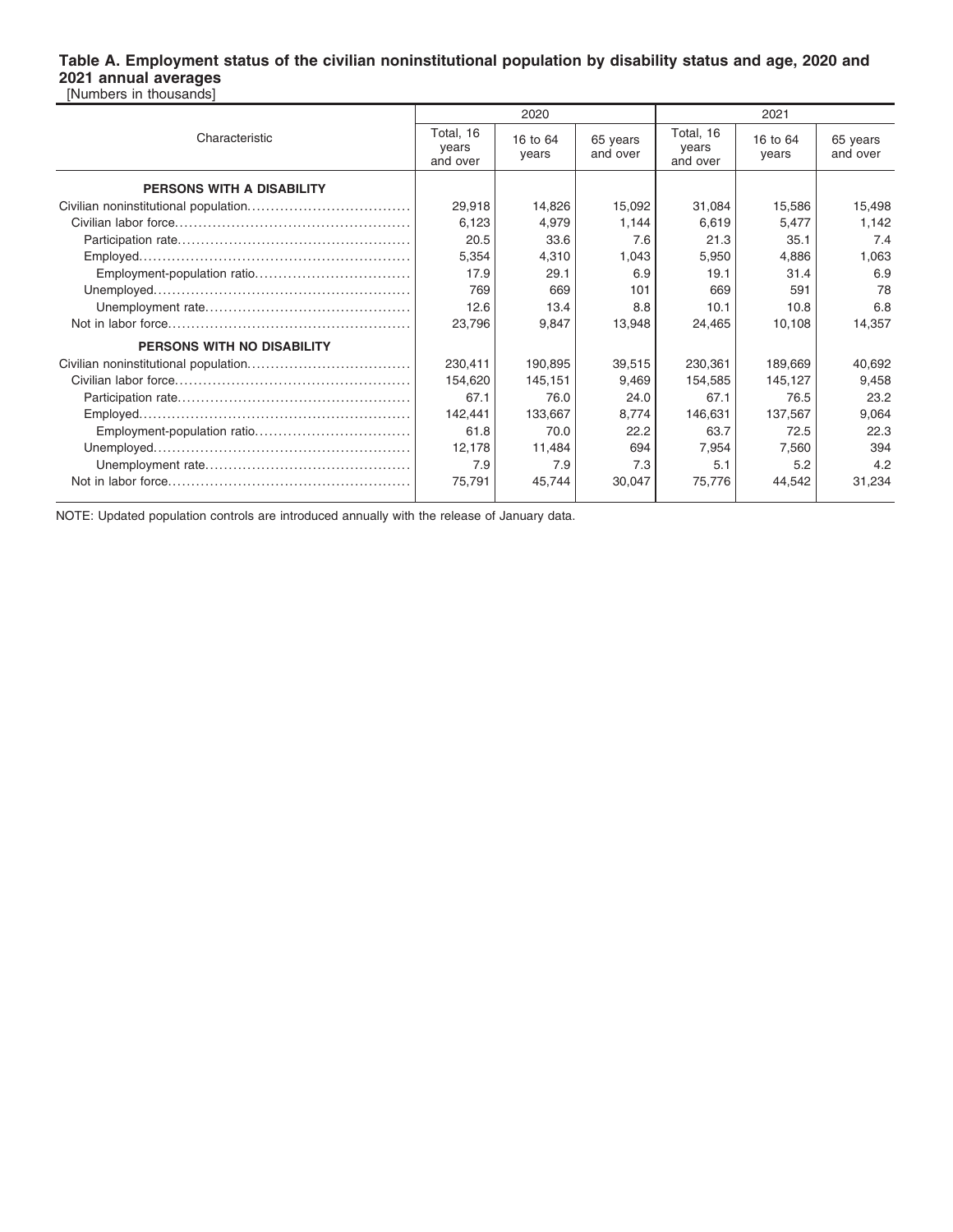**Table A. Employment status of the civilian noninstitutional population by disability status and age, 2020 and 2021 annual averages**

[Numbers in thousands]

| Characteristic | 2020 | | | 2021 | | |
|---|---|---|---|---|---|---|
| | Total, 16 years and over | 16 to 64 years | 65 years and over | Total, 16 years and over | 16 to 64 years | 65 years and over |
| **PERSONS WITH A DISABILITY** | | | | | | |
| Civilian noninstitutional population | 29,918 | 14,826 | 15,092 | 31,084 | 15,586 | 15,498 |
| Civilian labor force | 6,123 | 4,979 | 1,144 | 6,619 | 5,477 | 1,142 |
| Participation rate | 20.5 | 33.6 | 7.6 | 21.3 | 35.1 | 7.4 |
| Employed | 5,354 | 4,310 | 1,043 | 5,950 | 4,886 | 1,063 |
| Employment-population ratio | 17.9 | 29.1 | 6.9 | 19.1 | 31.4 | 6.9 |
| Unemployed | 769 | 669 | 101 | 669 | 591 | 78 |
| Unemployment rate | 12.6 | 13.4 | 8.8 | 10.1 | 10.8 | 6.8 |
| Not in labor force | 23,796 | 9,847 | 13,948 | 24,465 | 10,108 | 14,357 |
| **PERSONS WITH NO DISABILITY** | | | | | | |
| Civilian noninstitutional population | 230,411 | 190,895 | 39,515 | 230,361 | 189,669 | 40,692 |
| Civilian labor force | 154,620 | 145,151 | 9,469 | 154,585 | 145,127 | 9,458 |
| Participation rate | 67.1 | 76.0 | 24.0 | 67.1 | 76.5 | 23.2 |
| Employed | 142,441 | 133,667 | 8,774 | 146,631 | 137,567 | 9,064 |
| Employment-population ratio | 61.8 | 70.0 | 22.2 | 63.7 | 72.5 | 22.3 |
| Unemployed | 12,178 | 11,484 | 694 | 7,954 | 7,560 | 394 |
| Unemployment rate | 7.9 | 7.9 | 7.3 | 5.1 | 5.2 | 4.2 |
| Not in labor force | 75,791 | 45,744 | 30,047 | 75,776 | 44,542 | 31,234 |

NOTE: Updated population controls are introduced annually with the release of January data.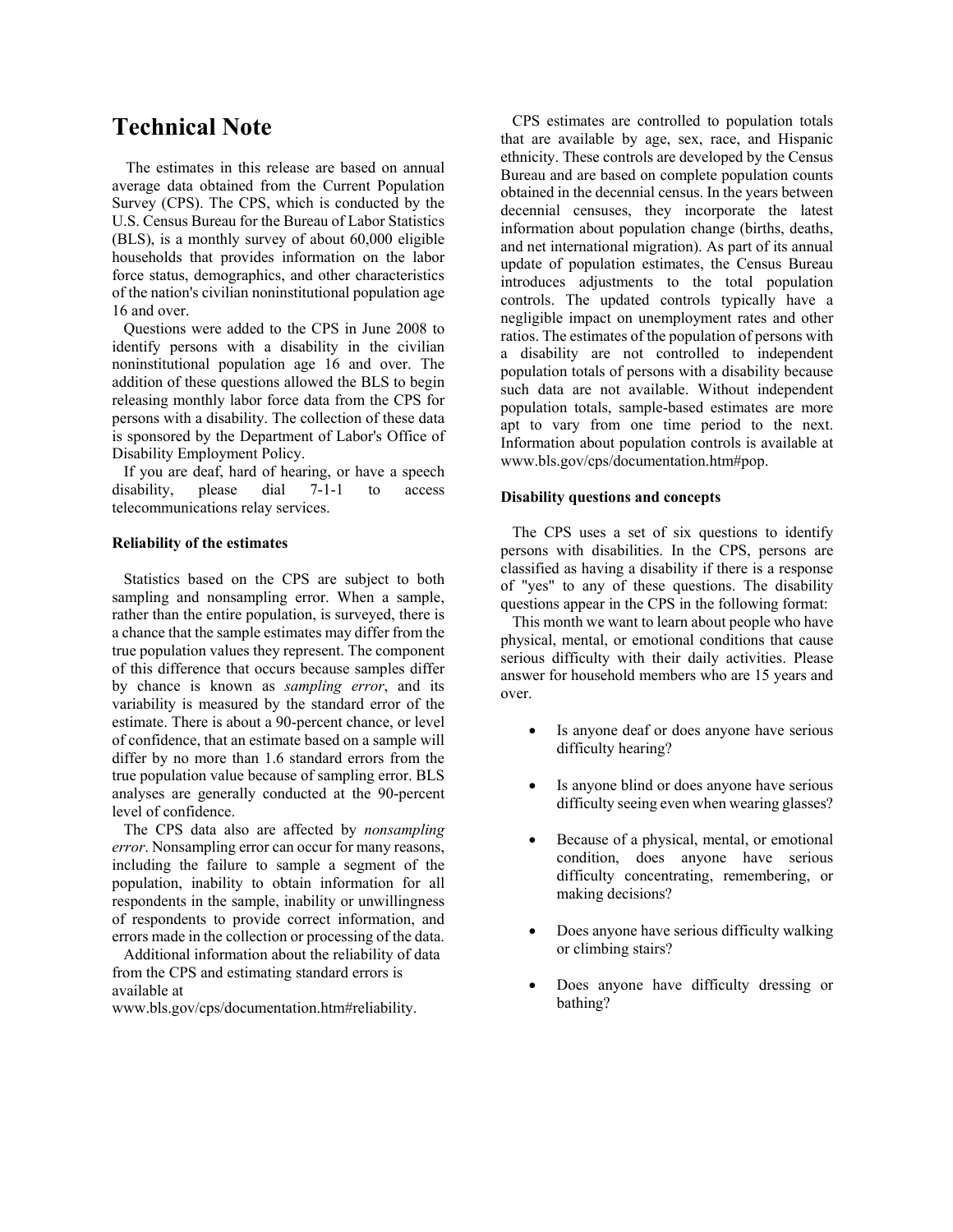# Technical Note

The estimates in this release are based on annual average data obtained from the Current Population Survey (CPS). The CPS, which is conducted by the U.S. Census Bureau for the Bureau of Labor Statistics (BLS), is a monthly survey of about 60,000 eligible households that provides information on the labor force status, demographics, and other characteristics of the nation's civilian noninstitutional population age 16 and over.

Questions were added to the CPS in June 2008 to identify persons with a disability in the civilian noninstitutional population age 16 and over. The addition of these questions allowed the BLS to begin releasing monthly labor force data from the CPS for persons with a disability. The collection of these data is sponsored by the Department of Labor's Office of Disability Employment Policy.

If you are deaf, hard of hearing, or have a speech disability, please dial 7-1-1 to access telecommunications relay services.

**Reliability of the estimates**

Statistics based on the CPS are subject to both sampling and nonsampling error. When a sample, rather than the entire population, is surveyed, there is a chance that the sample estimates may differ from the true population values they represent. The component of this difference that occurs because samples differ by chance is known as *sampling error*, and its variability is measured by the standard error of the estimate. There is about a 90-percent chance, or level of confidence, that an estimate based on a sample will differ by no more than 1.6 standard errors from the true population value because of sampling error. BLS analyses are generally conducted at the 90-percent level of confidence.

The CPS data also are affected by *nonsampling error*. Nonsampling error can occur for many reasons, including the failure to sample a segment of the population, inability to obtain information for all respondents in the sample, inability or unwillingness of respondents to provide correct information, and errors made in the collection or processing of the data.

Additional information about the reliability of data from the CPS and estimating standard errors is available at www.bls.gov/cps/documentation.htm#reliability.

CPS estimates are controlled to population totals that are available by age, sex, race, and Hispanic ethnicity. These controls are developed by the Census Bureau and are based on complete population counts obtained in the decennial census. In the years between decennial censuses, they incorporate the latest information about population change (births, deaths, and net international migration). As part of its annual update of population estimates, the Census Bureau introduces adjustments to the total population controls. The updated controls typically have a negligible impact on unemployment rates and other ratios. The estimates of the population of persons with a disability are not controlled to independent population totals of persons with a disability because such data are not available. Without independent population totals, sample-based estimates are more apt to vary from one time period to the next. Information about population controls is available at www.bls.gov/cps/documentation.htm#pop.

**Disability questions and concepts**

The CPS uses a set of six questions to identify persons with disabilities. In the CPS, persons are classified as having a disability if there is a response of "yes" to any of these questions. The disability questions appear in the CPS in the following format:

This month we want to learn about people who have physical, mental, or emotional conditions that cause serious difficulty with their daily activities. Please answer for household members who are 15 years and over.

- Is anyone deaf or does anyone have serious difficulty hearing?
- Is anyone blind or does anyone have serious difficulty seeing even when wearing glasses?
- Because of a physical, mental, or emotional condition, does anyone have serious difficulty concentrating, remembering, or making decisions?
- Does anyone have serious difficulty walking or climbing stairs?
- Does anyone have difficulty dressing or bathing?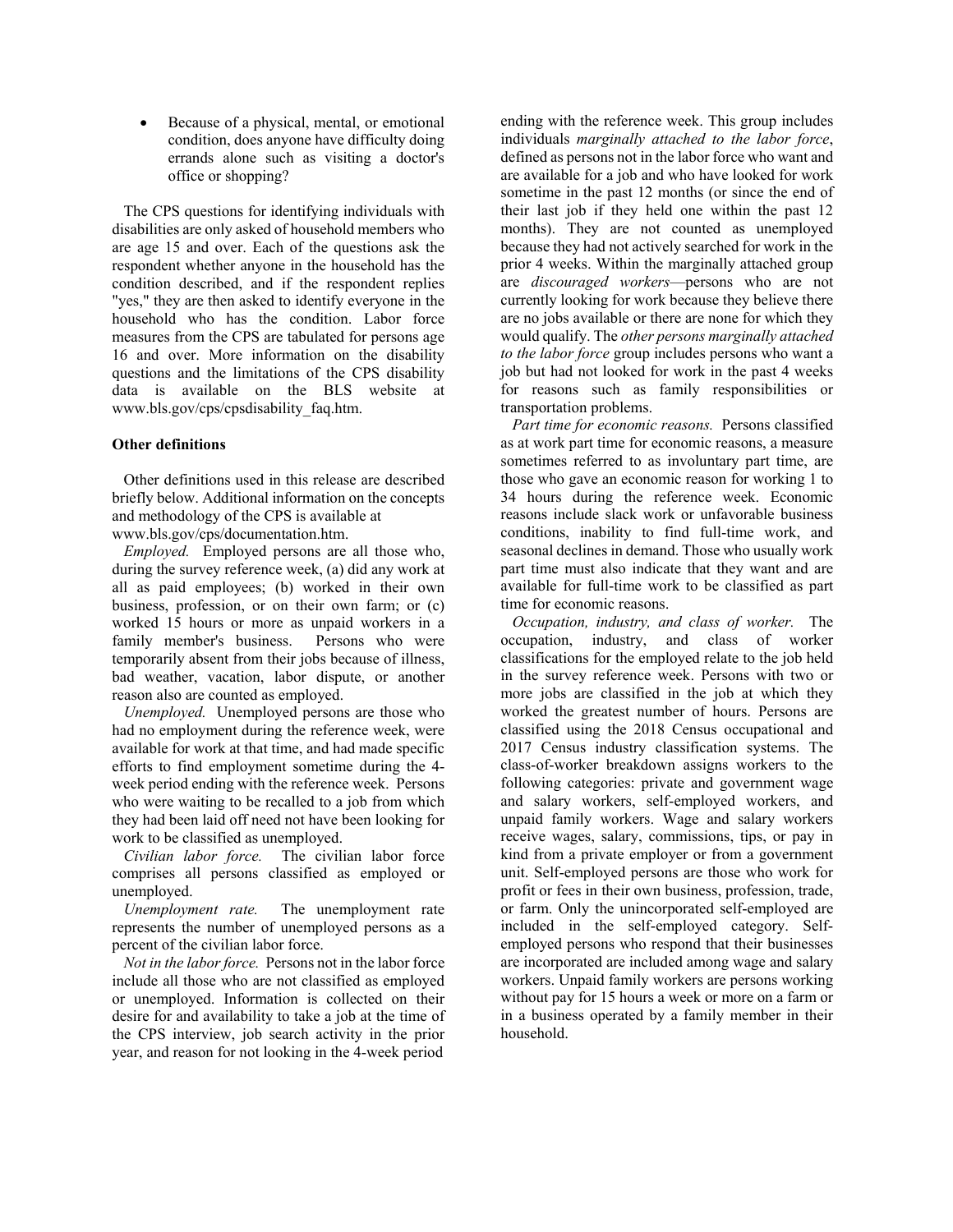- Because of a physical, mental, or emotional condition, does anyone have difficulty doing errands alone such as visiting a doctor's office or shopping?

The CPS questions for identifying individuals with disabilities are only asked of household members who are age 15 and over. Each of the questions ask the respondent whether anyone in the household has the condition described, and if the respondent replies "yes," they are then asked to identify everyone in the household who has the condition. Labor force measures from the CPS are tabulated for persons age 16 and over. More information on the disability questions and the limitations of the CPS disability data is available on the BLS website at www.bls.gov/cps/cpsdisability_faq.htm.

**Other definitions**

Other definitions used in this release are described briefly below. Additional information on the concepts and methodology of the CPS is available at www.bls.gov/cps/documentation.htm.

*Employed.* Employed persons are all those who, during the survey reference week, (a) did any work at all as paid employees; (b) worked in their own business, profession, or on their own farm; or (c) worked 15 hours or more as unpaid workers in a family member's business. Persons who were temporarily absent from their jobs because of illness, bad weather, vacation, labor dispute, or another reason also are counted as employed.

*Unemployed.* Unemployed persons are those who had no employment during the reference week, were available for work at that time, and had made specific efforts to find employment sometime during the 4-week period ending with the reference week. Persons who were waiting to be recalled to a job from which they had been laid off need not have been looking for work to be classified as unemployed.

*Civilian labor force.* The civilian labor force comprises all persons classified as employed or unemployed.

*Unemployment rate.* The unemployment rate represents the number of unemployed persons as a percent of the civilian labor force.

*Not in the labor force.* Persons not in the labor force include all those who are not classified as employed or unemployed. Information is collected on their desire for and availability to take a job at the time of the CPS interview, job search activity in the prior year, and reason for not looking in the 4-week period ending with the reference week. This group includes individuals *marginally attached to the labor force*, defined as persons not in the labor force who want and are available for a job and who have looked for work sometime in the past 12 months (or since the end of their last job if they held one within the past 12 months). They are not counted as unemployed because they had not actively searched for work in the prior 4 weeks. Within the marginally attached group are *discouraged workers*—persons who are not currently looking for work because they believe there are no jobs available or there are none for which they would qualify. The *other persons marginally attached to the labor force* group includes persons who want a job but had not looked for work in the past 4 weeks for reasons such as family responsibilities or transportation problems.

*Part time for economic reasons.* Persons classified as at work part time for economic reasons, a measure sometimes referred to as involuntary part time, are those who gave an economic reason for working 1 to 34 hours during the reference week. Economic reasons include slack work or unfavorable business conditions, inability to find full-time work, and seasonal declines in demand. Those who usually work part time must also indicate that they want and are available for full-time work to be classified as part time for economic reasons.

*Occupation, industry, and class of worker.* The occupation, industry, and class of worker classifications for the employed relate to the job held in the survey reference week. Persons with two or more jobs are classified in the job at which they worked the greatest number of hours. Persons are classified using the 2018 Census occupational and 2017 Census industry classification systems. The class-of-worker breakdown assigns workers to the following categories: private and government wage and salary workers, self-employed workers, and unpaid family workers. Wage and salary workers receive wages, salary, commissions, tips, or pay in kind from a private employer or from a government unit. Self-employed persons are those who work for profit or fees in their own business, profession, trade, or farm. Only the unincorporated self-employed are included in the self-employed category. Self-employed persons who respond that their businesses are incorporated are included among wage and salary workers. Unpaid family workers are persons working without pay for 15 hours a week or more on a farm or in a business operated by a family member in their household.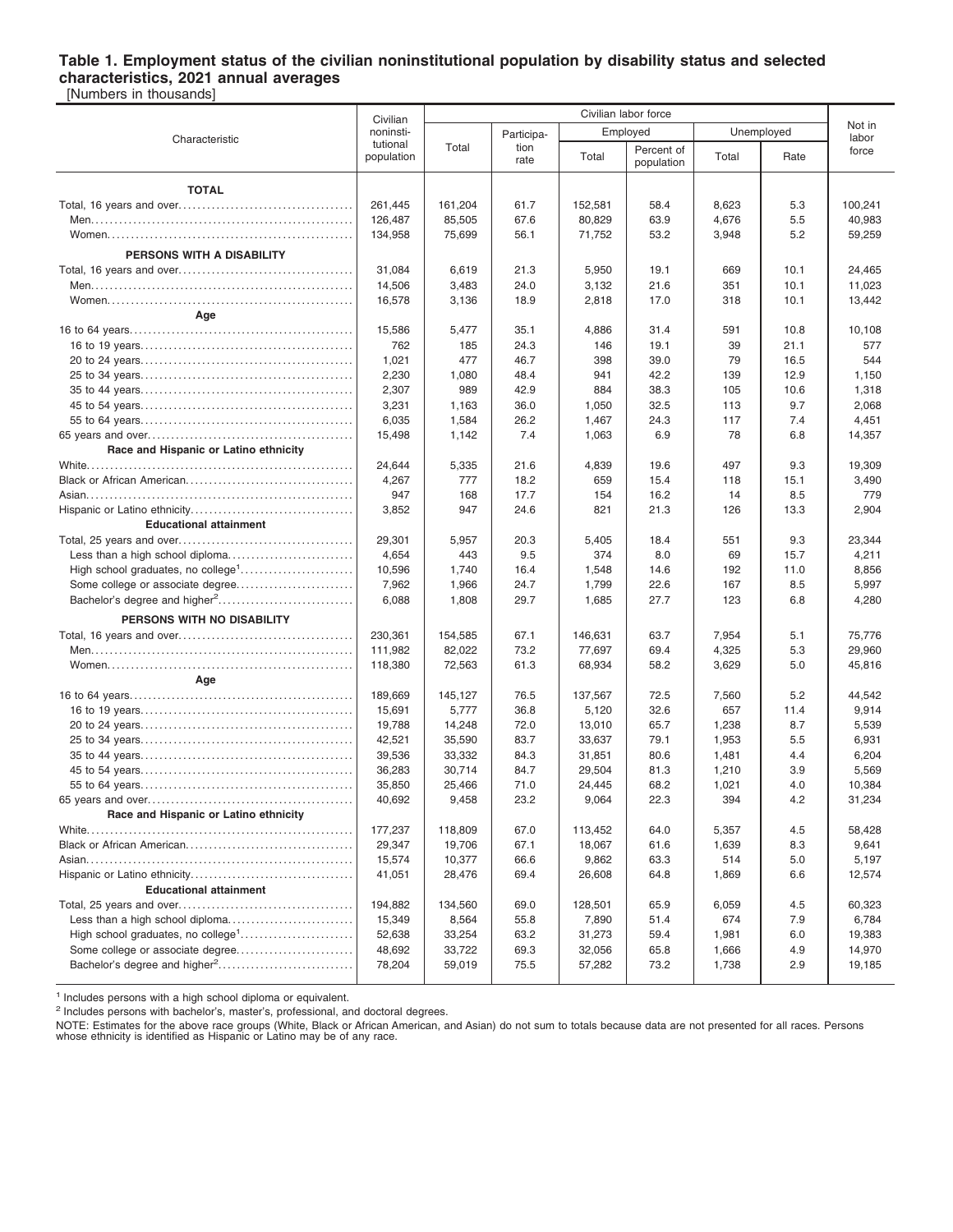### Table 1. Employment status of the civilian noninstitutional population by disability status and selected characteristics, 2021 annual averages

[Numbers in thousands]

| Characteristic | Civilian noninstitutional population | Civilian labor force | | | | | | Not in labor force |
|---|---|---|---|---|---|---|---|---|
| | | Total | Participation rate | Employed | | Unemployed | | |
| | | | | Total | Percent of population | Total | Rate | |
| **TOTAL** | | | | | | | | |
| Total, 16 years and over | 261,445 | 161,204 | 61.7 | 152,581 | 58.4 | 8,623 | 5.3 | 100,241 |
| Men | 126,487 | 85,505 | 67.6 | 80,829 | 63.9 | 4,676 | 5.5 | 40,983 |
| Women | 134,958 | 75,699 | 56.1 | 71,752 | 53.2 | 3,948 | 5.2 | 59,259 |
| **PERSONS WITH A DISABILITY** | | | | | | | | |
| Total, 16 years and over | 31,084 | 6,619 | 21.3 | 5,950 | 19.1 | 669 | 10.1 | 24,465 |
| Men | 14,506 | 3,483 | 24.0 | 3,132 | 21.6 | 351 | 10.1 | 11,023 |
| Women | 16,578 | 3,136 | 18.9 | 2,818 | 17.0 | 318 | 10.1 | 13,442 |
| **Age** | | | | | | | | |
| 16 to 64 years | 15,586 | 5,477 | 35.1 | 4,886 | 31.4 | 591 | 10.8 | 10,108 |
| 16 to 19 years | 762 | 185 | 24.3 | 146 | 19.1 | 39 | 21.1 | 577 |
| 20 to 24 years | 1,021 | 477 | 46.7 | 398 | 39.0 | 79 | 16.5 | 544 |
| 25 to 34 years | 2,230 | 1,080 | 48.4 | 941 | 42.2 | 139 | 12.9 | 1,150 |
| 35 to 44 years | 2,307 | 989 | 42.9 | 884 | 38.3 | 105 | 10.6 | 1,318 |
| 45 to 54 years | 3,231 | 1,163 | 36.0 | 1,050 | 32.5 | 113 | 9.7 | 2,068 |
| 55 to 64 years | 6,035 | 1,584 | 26.2 | 1,467 | 24.3 | 117 | 7.4 | 4,451 |
| 65 years and over | 15,498 | 1,142 | 7.4 | 1,063 | 6.9 | 78 | 6.8 | 14,357 |
| **Race and Hispanic or Latino ethnicity** | | | | | | | | |
| White | 24,644 | 5,335 | 21.6 | 4,839 | 19.6 | 497 | 9.3 | 19,309 |
| Black or African American | 4,267 | 777 | 18.2 | 659 | 15.4 | 118 | 15.1 | 3,490 |
| Asian | 947 | 168 | 17.7 | 154 | 16.2 | 14 | 8.5 | 779 |
| Hispanic or Latino ethnicity | 3,852 | 947 | 24.6 | 821 | 21.3 | 126 | 13.3 | 2,904 |
| **Educational attainment** | | | | | | | | |
| Total, 25 years and over | 29,301 | 5,957 | 20.3 | 5,405 | 18.4 | 551 | 9.3 | 23,344 |
| Less than a high school diploma | 4,654 | 443 | 9.5 | 374 | 8.0 | 69 | 15.7 | 4,211 |
| High school graduates, no college[1] | 10,596 | 1,740 | 16.4 | 1,548 | 14.6 | 192 | 11.0 | 8,856 |
| Some college or associate degree | 7,962 | 1,966 | 24.7 | 1,799 | 22.6 | 167 | 8.5 | 5,997 |
| Bachelor's degree and higher[2] | 6,088 | 1,808 | 29.7 | 1,685 | 27.7 | 123 | 6.8 | 4,280 |
| **PERSONS WITH NO DISABILITY** | | | | | | | | |
| Total, 16 years and over | 230,361 | 154,585 | 67.1 | 146,631 | 63.7 | 7,954 | 5.1 | 75,776 |
| Men | 111,982 | 82,022 | 73.2 | 77,697 | 69.4 | 4,325 | 5.3 | 29,960 |
| Women | 118,380 | 72,563 | 61.3 | 68,934 | 58.2 | 3,629 | 5.0 | 45,816 |
| **Age** | | | | | | | | |
| 16 to 64 years | 189,669 | 145,127 | 76.5 | 137,567 | 72.5 | 7,560 | 5.2 | 44,542 |
| 16 to 19 years | 15,691 | 5,777 | 36.8 | 5,120 | 32.6 | 657 | 11.4 | 9,914 |
| 20 to 24 years | 19,788 | 14,248 | 72.0 | 13,010 | 65.7 | 1,238 | 8.7 | 5,539 |
| 25 to 34 years | 42,521 | 35,590 | 83.7 | 33,637 | 79.1 | 1,953 | 5.5 | 6,931 |
| 35 to 44 years | 39,536 | 33,332 | 84.3 | 31,851 | 80.6 | 1,481 | 4.4 | 6,204 |
| 45 to 54 years | 36,283 | 30,714 | 84.7 | 29,504 | 81.3 | 1,210 | 3.9 | 5,569 |
| 55 to 64 years | 35,850 | 25,466 | 71.0 | 24,445 | 68.2 | 1,021 | 4.0 | 10,384 |
| 65 years and over | 40,692 | 9,458 | 23.2 | 9,064 | 22.3 | 394 | 4.2 | 31,234 |
| **Race and Hispanic or Latino ethnicity** | | | | | | | | |
| White | 177,237 | 118,809 | 67.0 | 113,452 | 64.0 | 5,357 | 4.5 | 58,428 |
| Black or African American | 29,347 | 19,706 | 67.1 | 18,067 | 61.6 | 1,639 | 8.3 | 9,641 |
| Asian | 15,574 | 10,377 | 66.6 | 9,862 | 63.3 | 514 | 5.0 | 5,197 |
| Hispanic or Latino ethnicity | 41,051 | 28,476 | 69.4 | 26,608 | 64.8 | 1,869 | 6.6 | 12,574 |
| **Educational attainment** | | | | | | | | |
| Total, 25 years and over | 194,882 | 134,560 | 69.0 | 128,501 | 65.9 | 6,059 | 4.5 | 60,323 |
| Less than a high school diploma | 15,349 | 8,564 | 55.8 | 7,890 | 51.4 | 674 | 7.9 | 6,784 |
| High school graduates, no college[1] | 52,638 | 33,254 | 63.2 | 31,273 | 59.4 | 1,981 | 6.0 | 19,383 |
| Some college or associate degree | 48,692 | 33,722 | 69.3 | 32,056 | 65.8 | 1,666 | 4.9 | 14,970 |
| Bachelor's degree and higher[2] | 78,204 | 59,019 | 75.5 | 57,282 | 73.2 | 1,738 | 2.9 | 19,185 |

[1] Includes persons with a high school diploma or equivalent.

[2] Includes persons with bachelor's, master's, professional, and doctoral degrees.

NOTE: Estimates for the above race groups (White, Black or African American, and Asian) do not sum to totals because data are not presented for all races. Persons whose ethnicity is identified as Hispanic or Latino may be of any race.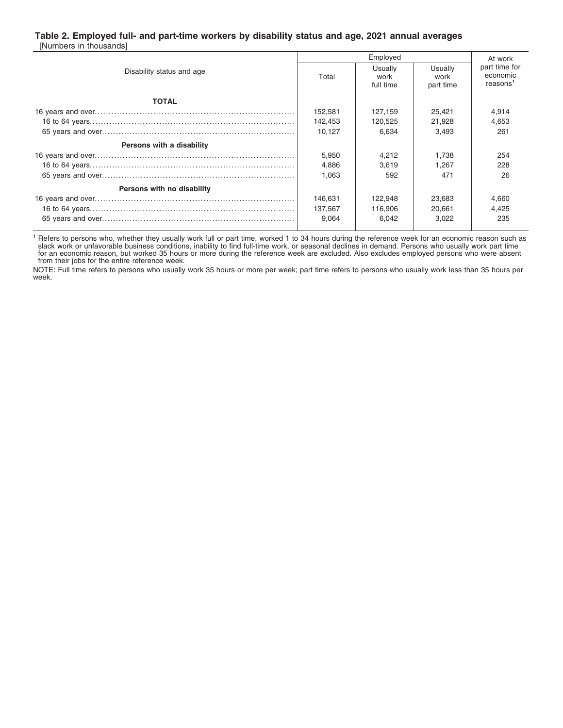### Table 2. Employed full- and part-time workers by disability status and age, 2021 annual averages

[Numbers in thousands]

| Disability status and age | Employed | | | At work part time for economic reasons[1] |
|---|---|---|---|---|
| | Total | Usually work full time | Usually work part time | |
| **TOTAL** | | | | |
| 16 years and over | 152,581 | 127,159 | 25,421 | 4,914 |
| 16 to 64 years | 142,453 | 120,525 | 21,928 | 4,653 |
| 65 years and over | 10,127 | 6,634 | 3,493 | 261 |
| **Persons with a disability** | | | | |
| 16 years and over | 5,950 | 4,212 | 1,738 | 254 |
| 16 to 64 years | 4,886 | 3,619 | 1,267 | 228 |
| 65 years and over | 1,063 | 592 | 471 | 26 |
| **Persons with no disability** | | | | |
| 16 years and over | 146,631 | 122,948 | 23,683 | 4,660 |
| 16 to 64 years | 137,567 | 116,906 | 20,661 | 4,425 |
| 65 years and over | 9,064 | 6,042 | 3,022 | 235 |

[1] Refers to persons who, whether they usually work full or part time, worked 1 to 34 hours during the reference week for an economic reason such as slack work or unfavorable business conditions, inability to find full-time work, or seasonal declines in demand. Persons who usually work part time for an economic reason, but worked 35 hours or more during the reference week are excluded. Also excludes employed persons who were absent from their jobs for the entire reference week.

NOTE: Full time refers to persons who usually work 35 hours or more per week; part time refers to persons who usually work less than 35 hours per week.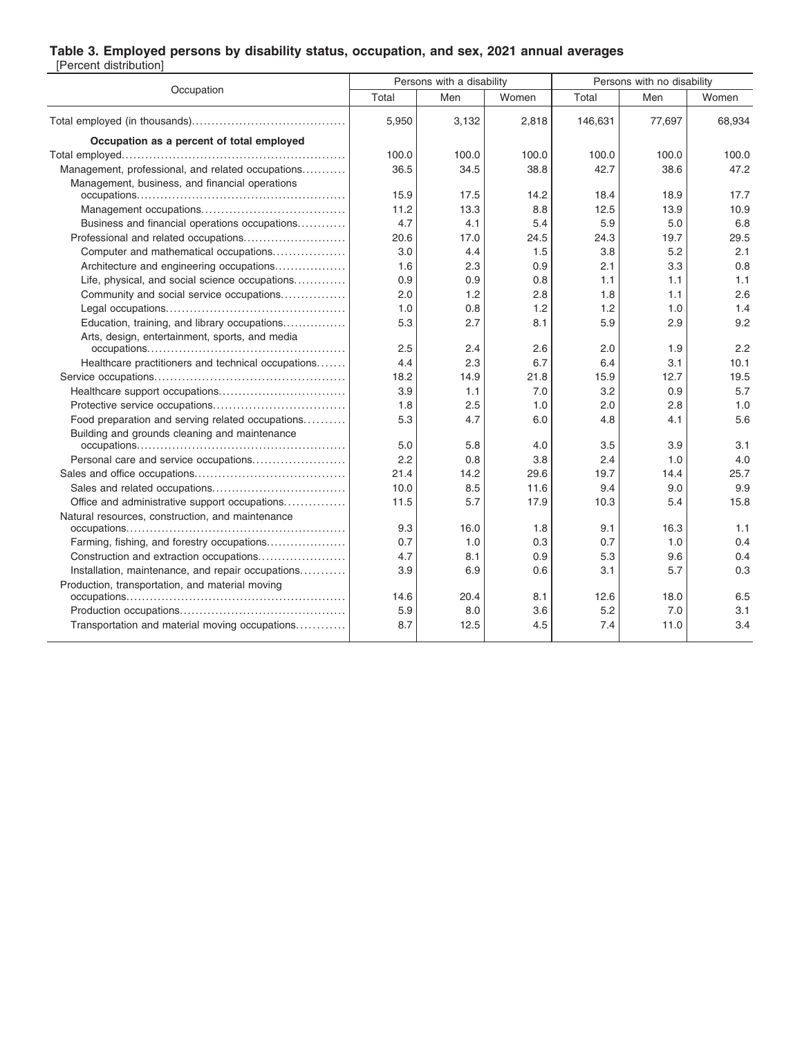### Table 3. Employed persons by disability status, occupation, and sex, 2021 annual averages

[Percent distribution]

| Occupation | Persons with a disability | | | Persons with no disability | | |
|---|---|---|---|---|---|---|
| | Total | Men | Women | Total | Men | Women |
| Total employed (in thousands) | 5,950 | 3,132 | 2,818 | 146,631 | 77,697 | 68,934 |
| **Occupation as a percent of total employed** | | | | | | |
| Total employed | 100.0 | 100.0 | 100.0 | 100.0 | 100.0 | 100.0 |
| Management, professional, and related occupations | 36.5 | 34.5 | 38.8 | 42.7 | 38.6 | 47.2 |
| Management, business, and financial operations occupations | 15.9 | 17.5 | 14.2 | 18.4 | 18.9 | 17.7 |
| Management occupations | 11.2 | 13.3 | 8.8 | 12.5 | 13.9 | 10.9 |
| Business and financial operations occupations | 4.7 | 4.1 | 5.4 | 5.9 | 5.0 | 6.8 |
| Professional and related occupations | 20.6 | 17.0 | 24.5 | 24.3 | 19.7 | 29.5 |
| Computer and mathematical occupations | 3.0 | 4.4 | 1.5 | 3.8 | 5.2 | 2.1 |
| Architecture and engineering occupations | 1.6 | 2.3 | 0.9 | 2.1 | 3.3 | 0.8 |
| Life, physical, and social science occupations | 0.9 | 0.9 | 0.8 | 1.1 | 1.1 | 1.1 |
| Community and social service occupations | 2.0 | 1.2 | 2.8 | 1.8 | 1.1 | 2.6 |
| Legal occupations | 1.0 | 0.8 | 1.2 | 1.2 | 1.0 | 1.4 |
| Education, training, and library occupations | 5.3 | 2.7 | 8.1 | 5.9 | 2.9 | 9.2 |
| Arts, design, entertainment, sports, and media occupations | 2.5 | 2.4 | 2.6 | 2.0 | 1.9 | 2.2 |
| Healthcare practitioners and technical occupations | 4.4 | 2.3 | 6.7 | 6.4 | 3.1 | 10.1 |
| Service occupations | 18.2 | 14.9 | 21.8 | 15.9 | 12.7 | 19.5 |
| Healthcare support occupations | 3.9 | 1.1 | 7.0 | 3.2 | 0.9 | 5.7 |
| Protective service occupations | 1.8 | 2.5 | 1.0 | 2.0 | 2.8 | 1.0 |
| Food preparation and serving related occupations | 5.3 | 4.7 | 6.0 | 4.8 | 4.1 | 5.6 |
| Building and grounds cleaning and maintenance occupations | 5.0 | 5.8 | 4.0 | 3.5 | 3.9 | 3.1 |
| Personal care and service occupations | 2.2 | 0.8 | 3.8 | 2.4 | 1.0 | 4.0 |
| Sales and office occupations | 21.4 | 14.2 | 29.6 | 19.7 | 14.4 | 25.7 |
| Sales and related occupations | 10.0 | 8.5 | 11.6 | 9.4 | 9.0 | 9.9 |
| Office and administrative support occupations | 11.5 | 5.7 | 17.9 | 10.3 | 5.4 | 15.8 |
| Natural resources, construction, and maintenance occupations | 9.3 | 16.0 | 1.8 | 9.1 | 16.3 | 1.1 |
| Farming, fishing, and forestry occupations | 0.7 | 1.0 | 0.3 | 0.7 | 1.0 | 0.4 |
| Construction and extraction occupations | 4.7 | 8.1 | 0.9 | 5.3 | 9.6 | 0.4 |
| Installation, maintenance, and repair occupations | 3.9 | 6.9 | 0.6 | 3.1 | 5.7 | 0.3 |
| Production, transportation, and material moving occupations | 14.6 | 20.4 | 8.1 | 12.6 | 18.0 | 6.5 |
| Production occupations | 5.9 | 8.0 | 3.6 | 5.2 | 7.0 | 3.1 |
| Transportation and material moving occupations | 8.7 | 12.5 | 4.5 | 7.4 | 11.0 | 3.4 |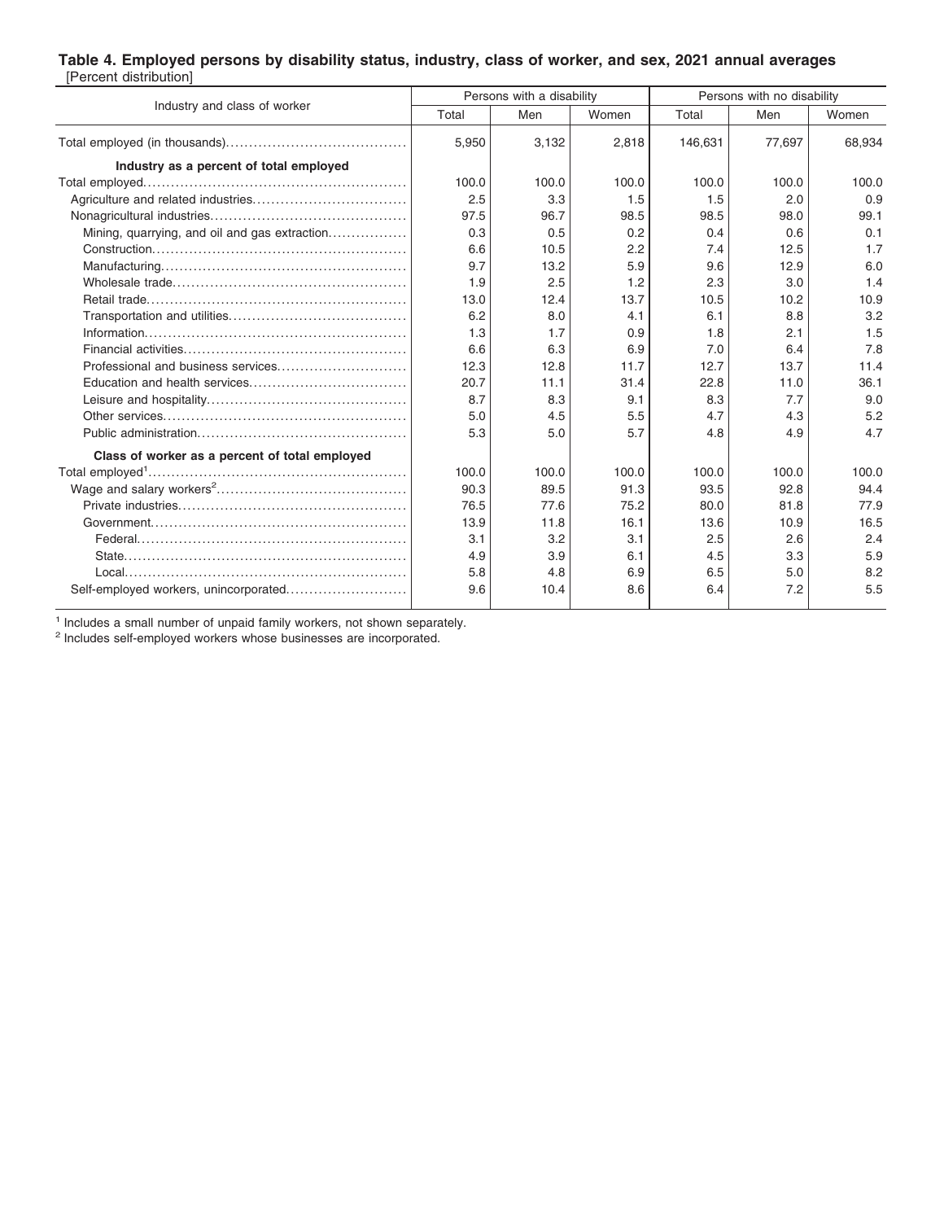### Table 4. Employed persons by disability status, industry, class of worker, and sex, 2021 annual averages

[Percent distribution]

| Industry and class of worker | Persons with a disability | | | Persons with no disability | | |
|---|---|---|---|---|---|---|
| | Total | Men | Women | Total | Men | Women |
| Total employed (in thousands) | 5,950 | 3,132 | 2,818 | 146,631 | 77,697 | 68,934 |
| **Industry as a percent of total employed** | | | | | | |
| Total employed | 100.0 | 100.0 | 100.0 | 100.0 | 100.0 | 100.0 |
| Agriculture and related industries | 2.5 | 3.3 | 1.5 | 1.5 | 2.0 | 0.9 |
| Nonagricultural industries | 97.5 | 96.7 | 98.5 | 98.5 | 98.0 | 99.1 |
| Mining, quarrying, and oil and gas extraction | 0.3 | 0.5 | 0.2 | 0.4 | 0.6 | 0.1 |
| Construction | 6.6 | 10.5 | 2.2 | 7.4 | 12.5 | 1.7 |
| Manufacturing | 9.7 | 13.2 | 5.9 | 9.6 | 12.9 | 6.0 |
| Wholesale trade | 1.9 | 2.5 | 1.2 | 2.3 | 3.0 | 1.4 |
| Retail trade | 13.0 | 12.4 | 13.7 | 10.5 | 10.2 | 10.9 |
| Transportation and utilities | 6.2 | 8.0 | 4.1 | 6.1 | 8.8 | 3.2 |
| Information | 1.3 | 1.7 | 0.9 | 1.8 | 2.1 | 1.5 |
| Financial activities | 6.6 | 6.3 | 6.9 | 7.0 | 6.4 | 7.8 |
| Professional and business services | 12.3 | 12.8 | 11.7 | 12.7 | 13.7 | 11.4 |
| Education and health services | 20.7 | 11.1 | 31.4 | 22.8 | 11.0 | 36.1 |
| Leisure and hospitality | 8.7 | 8.3 | 9.1 | 8.3 | 7.7 | 9.0 |
| Other services | 5.0 | 4.5 | 5.5 | 4.7 | 4.3 | 5.2 |
| Public administration | 5.3 | 5.0 | 5.7 | 4.8 | 4.9 | 4.7 |
| **Class of worker as a percent of total employed** | | | | | | |
| Total employed[1] | 100.0 | 100.0 | 100.0 | 100.0 | 100.0 | 100.0 |
| Wage and salary workers[2] | 90.3 | 89.5 | 91.3 | 93.5 | 92.8 | 94.4 |
| Private industries | 76.5 | 77.6 | 75.2 | 80.0 | 81.8 | 77.9 |
| Government | 13.9 | 11.8 | 16.1 | 13.6 | 10.9 | 16.5 |
| Federal | 3.1 | 3.2 | 3.1 | 2.5 | 2.6 | 2.4 |
| State | 4.9 | 3.9 | 6.1 | 4.5 | 3.3 | 5.9 |
| Local | 5.8 | 4.8 | 6.9 | 6.5 | 5.0 | 8.2 |
| Self-employed workers, unincorporated | 9.6 | 10.4 | 8.6 | 6.4 | 7.2 | 5.5 |

[1] Includes a small number of unpaid family workers, not shown separately.
[2] Includes self-employed workers whose businesses are incorporated.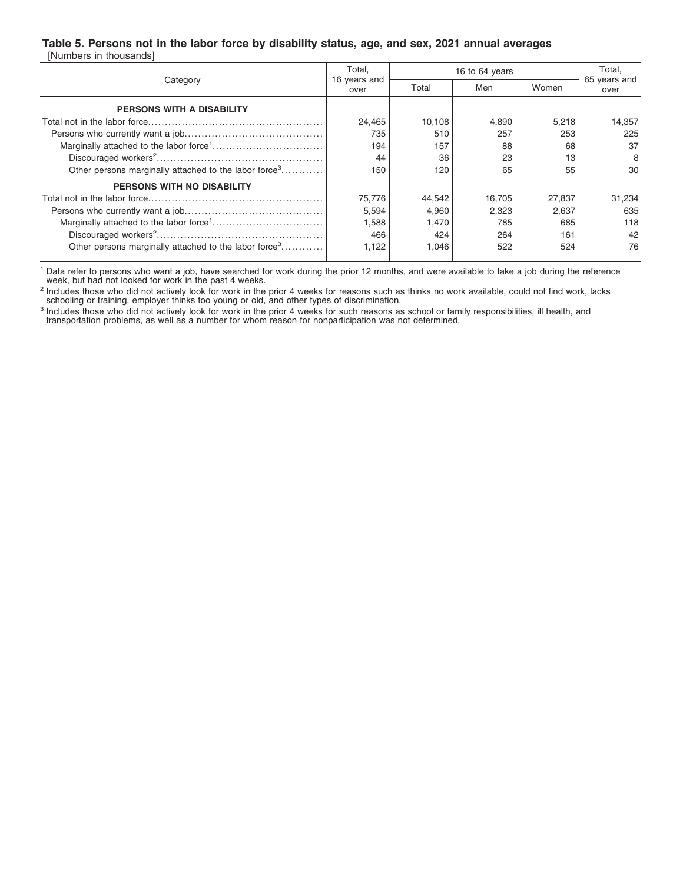# Table 5. Persons not in the labor force by disability status, age, and sex, 2021 annual averages

[Numbers in thousands]

| Category | Total, 16 years and over | 16 to 64 years | | | Total, 65 years and over |
|---|---|---|---|---|---|
| | | Total | Men | Women | |
| **PERSONS WITH A DISABILITY** | | | | | |
| Total not in the labor force | 24,465 | 10,108 | 4,890 | 5,218 | 14,357 |
| Persons who currently want a job | 735 | 510 | 257 | 253 | 225 |
| Marginally attached to the labor force[1] | 194 | 157 | 88 | 68 | 37 |
| Discouraged workers[2] | 44 | 36 | 23 | 13 | 8 |
| Other persons marginally attached to the labor force[3] | 150 | 120 | 65 | 55 | 30 |
| **PERSONS WITH NO DISABILITY** | | | | | |
| Total not in the labor force | 75,776 | 44,542 | 16,705 | 27,837 | 31,234 |
| Persons who currently want a job | 5,594 | 4,960 | 2,323 | 2,637 | 635 |
| Marginally attached to the labor force[1] | 1,588 | 1,470 | 785 | 685 | 118 |
| Discouraged workers[2] | 466 | 424 | 264 | 161 | 42 |
| Other persons marginally attached to the labor force[3] | 1,122 | 1,046 | 522 | 524 | 76 |

[1] Data refer to persons who want a job, have searched for work during the prior 12 months, and were available to take a job during the reference week, but had not looked for work in the past 4 weeks.

[2] Includes those who did not actively look for work in the prior 4 weeks for reasons such as thinks no work available, could not find work, lacks schooling or training, employer thinks too young or old, and other types of discrimination.

[3] Includes those who did not actively look for work in the prior 4 weeks for such reasons as school or family responsibilities, ill health, and transportation problems, as well as a number for whom reason for nonparticipation was not determined.